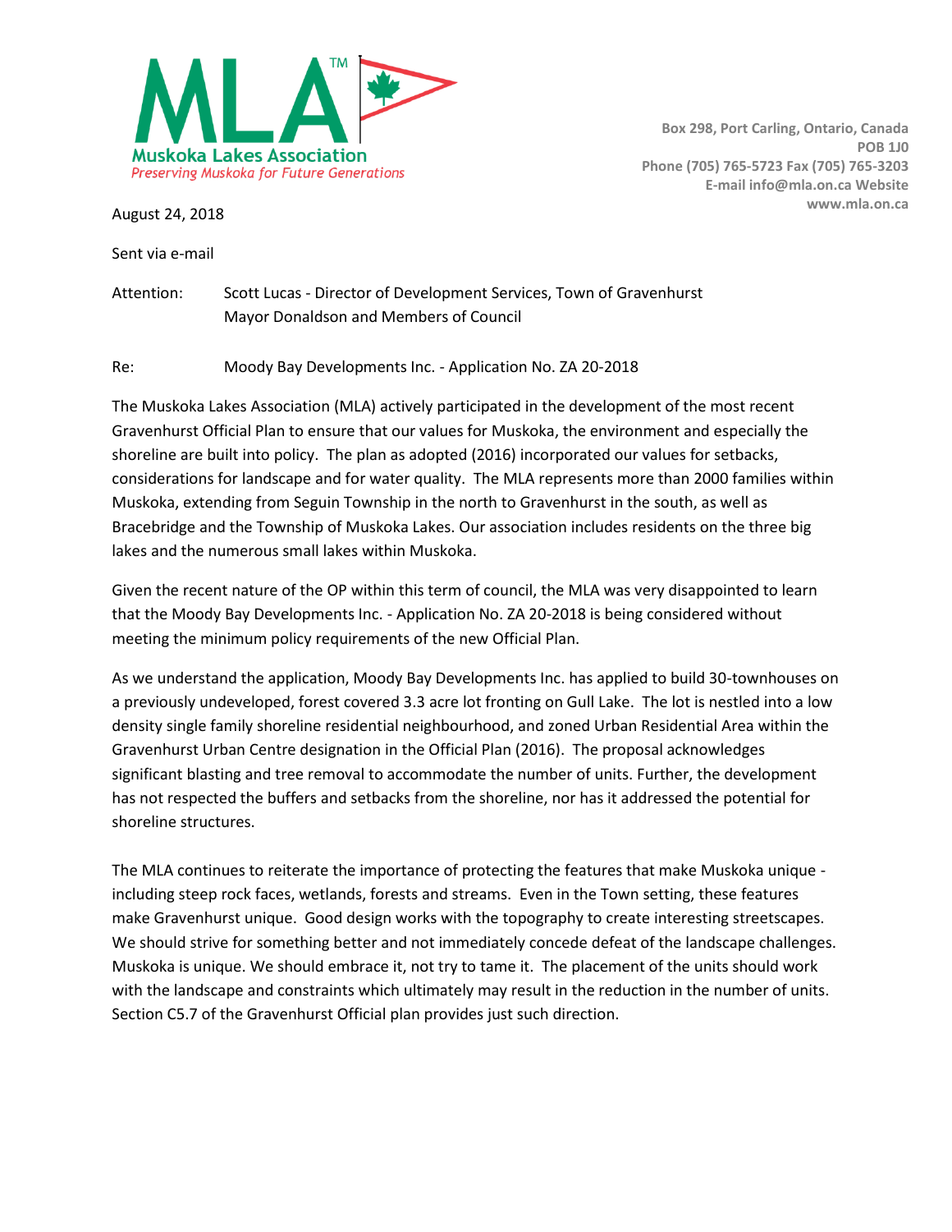**MLA™**
**Muskoka Lakes Association**
*Preserving Muskoka for Future Generations*

**Box 298, Port Carling, Ontario, Canada**
**POB 1J0**
**Phone (705) 765-5723 Fax (705) 765-3203**
**E-mail info@mla.on.ca Website**
**www.mla.on.ca**

August 24, 2018

Sent via e-mail

Attention: Scott Lucas - Director of Development Services, Town of Gravenhurst
Mayor Donaldson and Members of Council

Re: Moody Bay Developments Inc. - Application No. ZA 20-2018

The Muskoka Lakes Association (MLA) actively participated in the development of the most recent Gravenhurst Official Plan to ensure that our values for Muskoka, the environment and especially the shoreline are built into policy. The plan as adopted (2016) incorporated our values for setbacks, considerations for landscape and for water quality. The MLA represents more than 2000 families within Muskoka, extending from Seguin Township in the north to Gravenhurst in the south, as well as Bracebridge and the Township of Muskoka Lakes. Our association includes residents on the three big lakes and the numerous small lakes within Muskoka.

Given the recent nature of the OP within this term of council, the MLA was very disappointed to learn that the Moody Bay Developments Inc. - Application No. ZA 20-2018 is being considered without meeting the minimum policy requirements of the new Official Plan.

As we understand the application, Moody Bay Developments Inc. has applied to build 30-townhouses on a previously undeveloped, forest covered 3.3 acre lot fronting on Gull Lake. The lot is nestled into a low density single family shoreline residential neighbourhood, and zoned Urban Residential Area within the Gravenhurst Urban Centre designation in the Official Plan (2016). The proposal acknowledges significant blasting and tree removal to accommodate the number of units. Further, the development has not respected the buffers and setbacks from the shoreline, nor has it addressed the potential for shoreline structures.

The MLA continues to reiterate the importance of protecting the features that make Muskoka unique - including steep rock faces, wetlands, forests and streams. Even in the Town setting, these features make Gravenhurst unique. Good design works with the topography to create interesting streetscapes. We should strive for something better and not immediately concede defeat of the landscape challenges. Muskoka is unique. We should embrace it, not try to tame it. The placement of the units should work with the landscape and constraints which ultimately may result in the reduction in the number of units. Section C5.7 of the Gravenhurst Official plan provides just such direction.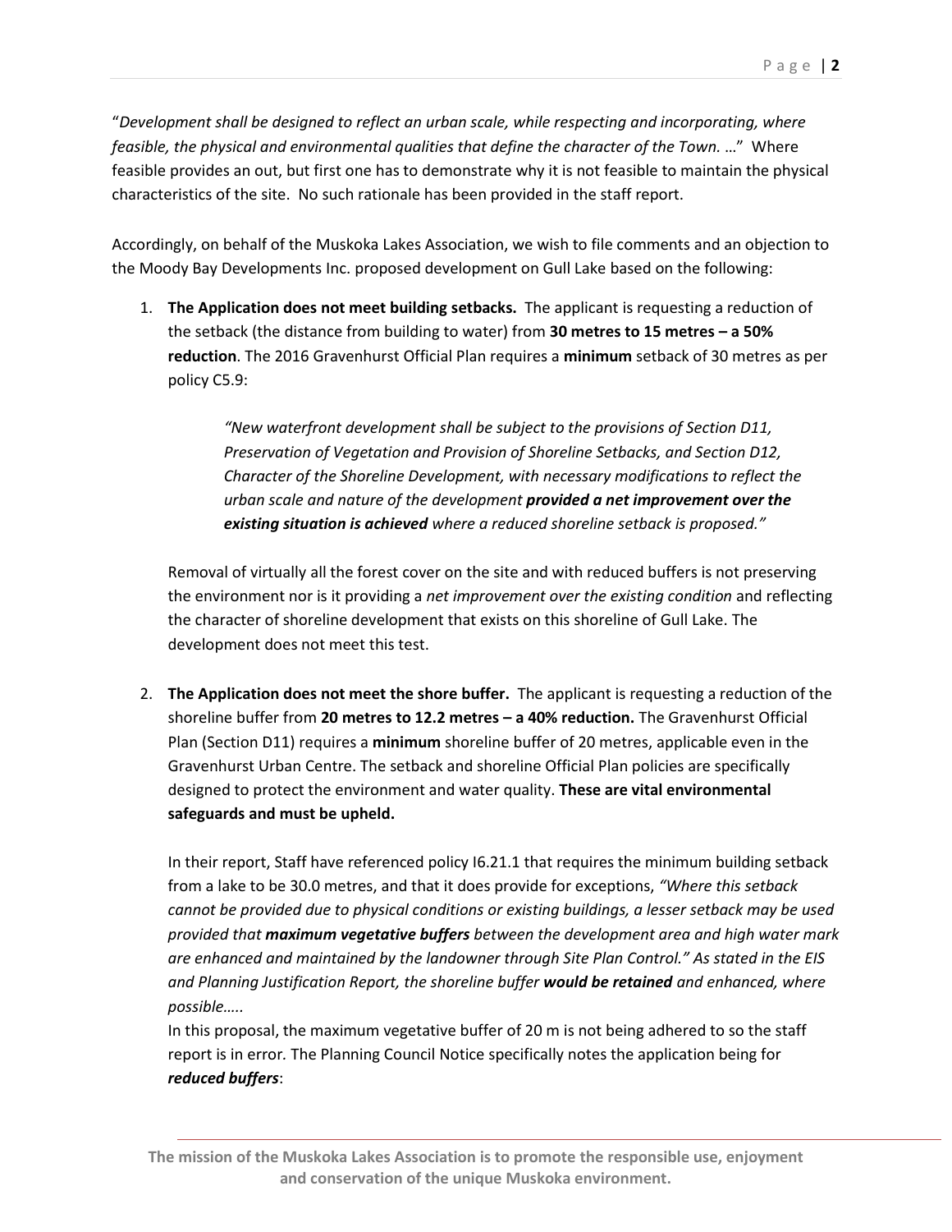"*Development shall be designed to reflect an urban scale, while respecting and incorporating, where feasible, the physical and environmental qualities that define the character of the Town.* …" Where feasible provides an out, but first one has to demonstrate why it is not feasible to maintain the physical characteristics of the site. No such rationale has been provided in the staff report.

Accordingly, on behalf of the Muskoka Lakes Association, we wish to file comments and an objection to the Moody Bay Developments Inc. proposed development on Gull Lake based on the following:

1. **The Application does not meet building setbacks.** The applicant is requesting a reduction of the setback (the distance from building to water) from **30 metres to 15 metres – a 50% reduction**. The 2016 Gravenhurst Official Plan requires a **minimum** setback of 30 metres as per policy C5.9:

   > *"New waterfront development shall be subject to the provisions of Section D11, Preservation of Vegetation and Provision of Shoreline Setbacks, and Section D12, Character of the Shoreline Development, with necessary modifications to reflect the urban scale and nature of the development* ***provided a net improvement over the existing situation is achieved*** *where a reduced shoreline setback is proposed."*

   Removal of virtually all the forest cover on the site and with reduced buffers is not preserving the environment nor is it providing a *net improvement over the existing condition* and reflecting the character of shoreline development that exists on this shoreline of Gull Lake. The development does not meet this test.

2. **The Application does not meet the shore buffer.** The applicant is requesting a reduction of the shoreline buffer from **20 metres to 12.2 metres – a 40% reduction.** The Gravenhurst Official Plan (Section D11) requires a **minimum** shoreline buffer of 20 metres, applicable even in the Gravenhurst Urban Centre. The setback and shoreline Official Plan policies are specifically designed to protect the environment and water quality. **These are vital environmental safeguards and must be upheld.**

   In their report, Staff have referenced policy I6.21.1 that requires the minimum building setback from a lake to be 30.0 metres, and that it does provide for exceptions, *"Where this setback cannot be provided due to physical conditions or existing buildings, a lesser setback may be used provided that* ***maximum vegetative buffers*** *between the development area and high water mark are enhanced and maintained by the landowner through Site Plan Control." As stated in the EIS and Planning Justification Report, the shoreline buffer* ***would be retained*** *and enhanced, where possible…..*

   In this proposal, the maximum vegetative buffer of 20 m is not being adhered to so the staff report is in error. The Planning Council Notice specifically notes the application being for ***reduced buffers***: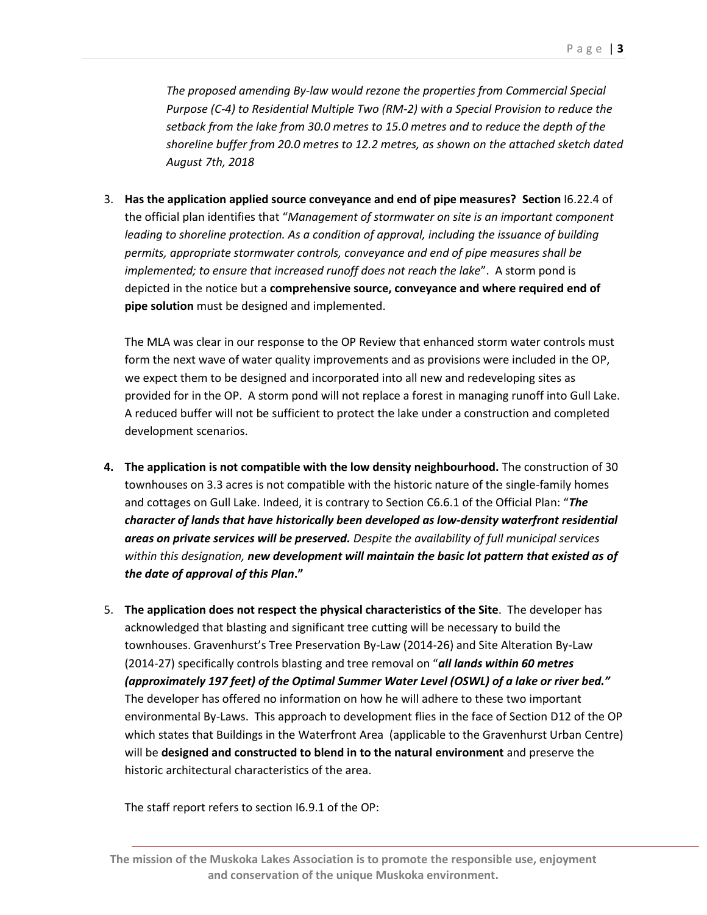*The proposed amending By-law would rezone the properties from Commercial Special Purpose (C-4) to Residential Multiple Two (RM-2) with a Special Provision to reduce the setback from the lake from 30.0 metres to 15.0 metres and to reduce the depth of the shoreline buffer from 20.0 metres to 12.2 metres, as shown on the attached sketch dated August 7th, 2018*

3. **Has the application applied source conveyance and end of pipe measures? Section** I6.22.4 of the official plan identifies that "*Management of stormwater on site is an important component leading to shoreline protection. As a condition of approval, including the issuance of building permits, appropriate stormwater controls, conveyance and end of pipe measures shall be implemented; to ensure that increased runoff does not reach the lake*". A storm pond is depicted in the notice but a **comprehensive source, conveyance and where required end of pipe solution** must be designed and implemented.

   The MLA was clear in our response to the OP Review that enhanced storm water controls must form the next wave of water quality improvements and as provisions were included in the OP, we expect them to be designed and incorporated into all new and redeveloping sites as provided for in the OP. A storm pond will not replace a forest in managing runoff into Gull Lake. A reduced buffer will not be sufficient to protect the lake under a construction and completed development scenarios.

4. **The application is not compatible with the low density neighbourhood.** The construction of 30 townhouses on 3.3 acres is not compatible with the historic nature of the single-family homes and cottages on Gull Lake. Indeed, it is contrary to Section C6.6.1 of the Official Plan: "***The character of lands that have historically been developed as low-density waterfront residential areas on private services will be preserved.*** *Despite the availability of full municipal services within this designation,* ***new development will maintain the basic lot pattern that existed as of the date of approval of this Plan*.**"

5. **The application does not respect the physical characteristics of the Site**. The developer has acknowledged that blasting and significant tree cutting will be necessary to build the townhouses. Gravenhurst's Tree Preservation By-Law (2014-26) and Site Alteration By-Law (2014-27) specifically controls blasting and tree removal on "***all lands within 60 metres (approximately 197 feet) of the Optimal Summer Water Level (OSWL) of a lake or river bed."*** The developer has offered no information on how he will adhere to these two important environmental By-Laws. This approach to development flies in the face of Section D12 of the OP which states that Buildings in the Waterfront Area (applicable to the Gravenhurst Urban Centre) will be **designed and constructed to blend in to the natural environment** and preserve the historic architectural characteristics of the area.

   The staff report refers to section I6.9.1 of the OP: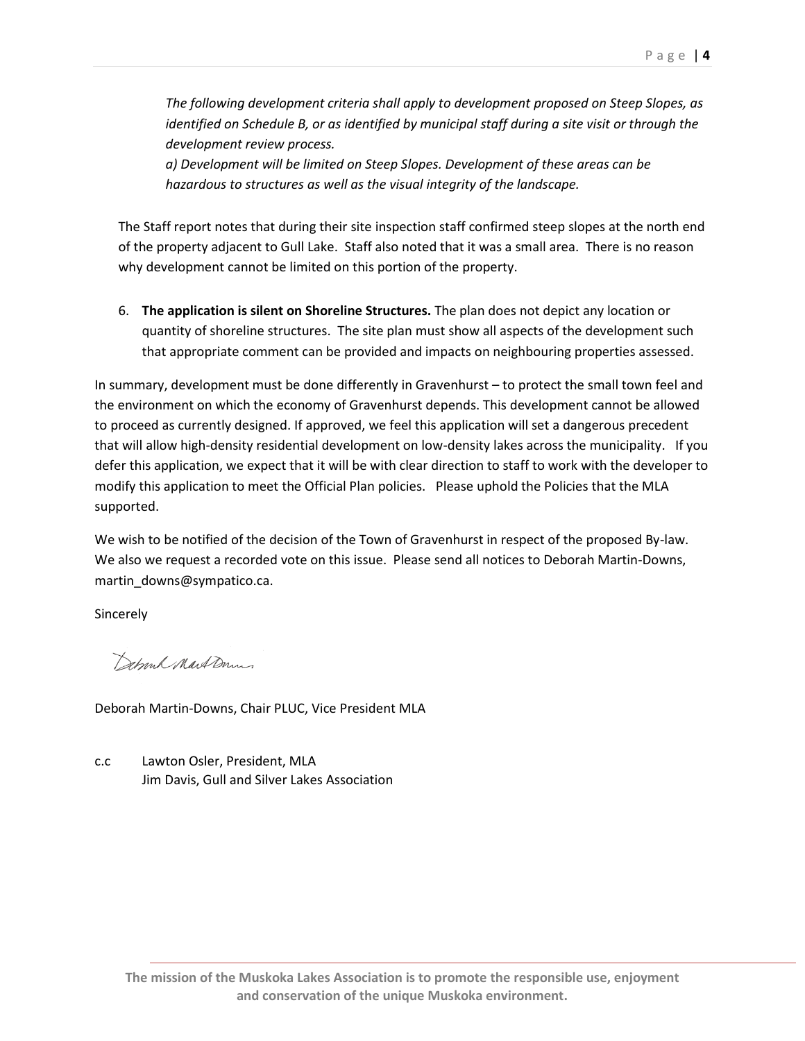*The following development criteria shall apply to development proposed on Steep Slopes, as identified on Schedule B, or as identified by municipal staff during a site visit or through the development review process.*

*a) Development will be limited on Steep Slopes. Development of these areas can be hazardous to structures as well as the visual integrity of the landscape.*

The Staff report notes that during their site inspection staff confirmed steep slopes at the north end of the property adjacent to Gull Lake. Staff also noted that it was a small area. There is no reason why development cannot be limited on this portion of the property.

6. **The application is silent on Shoreline Structures.** The plan does not depict any location or quantity of shoreline structures. The site plan must show all aspects of the development such that appropriate comment can be provided and impacts on neighbouring properties assessed.

In summary, development must be done differently in Gravenhurst – to protect the small town feel and the environment on which the economy of Gravenhurst depends. This development cannot be allowed to proceed as currently designed. If approved, we feel this application will set a dangerous precedent that will allow high-density residential development on low-density lakes across the municipality. If you defer this application, we expect that it will be with clear direction to staff to work with the developer to modify this application to meet the Official Plan policies. Please uphold the Policies that the MLA supported.

We wish to be notified of the decision of the Town of Gravenhurst in respect of the proposed By-law. We also we request a recorded vote on this issue. Please send all notices to Deborah Martin-Downs, martin_downs@sympatico.ca.

Sincerely

Deborah Martin-Downs, Chair PLUC, Vice President MLA

c.c Lawton Osler, President, MLA
Jim Davis, Gull and Silver Lakes Association

**The mission of the Muskoka Lakes Association is to promote the responsible use, enjoyment and conservation of the unique Muskoka environment.**